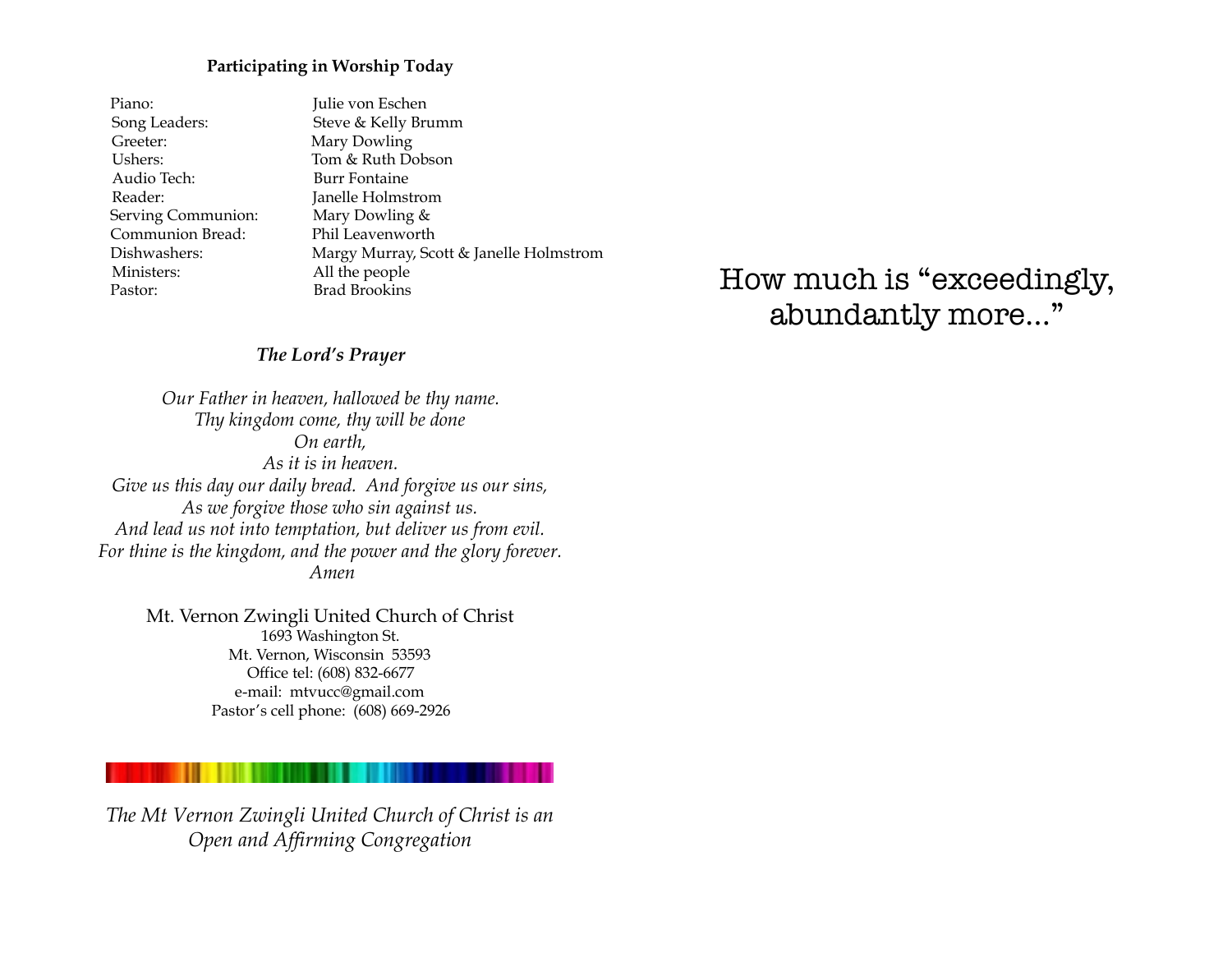## Participating in Worship Today

| | |
|---|---|
| Piano: | Julie von Eschen |
| Song Leaders: | Steve & Kelly Brumm |
| Greeter: | Mary Dowling |
| Ushers: | Tom & Ruth Dobson |
| Audio Tech: | Burr Fontaine |
| Reader: | Janelle Holmstrom |
| Serving Communion: | Mary Dowling & |
| Communion Bread: | Phil Leavenworth |
| Dishwashers: | Margy Murray, Scott & Janelle Holmstrom |
| Ministers: | All the people |
| Pastor: | Brad Brookins |

### *The Lord's Prayer*

*Our Father in heaven, hallowed be thy name.*
*Thy kingdom come, thy will be done*
*On earth,*
*As it is in heaven.*
*Give us this day our daily bread. And forgive us our sins,*
*As we forgive those who sin against us.*
*And lead us not into temptation, but deliver us from evil.*
*For thine is the kingdom, and the power and the glory forever.*
*Amen*

Mt. Vernon Zwingli United Church of Christ
1693 Washington St.
Mt. Vernon, Wisconsin 53593
Office tel: (608) 832-6677
e-mail: mtvucc@gmail.com
Pastor's cell phone: (608) 669-2926

*The Mt Vernon Zwingli United Church of Christ is an Open and Affirming Congregation*

# How much is "exceedingly, abundantly more..."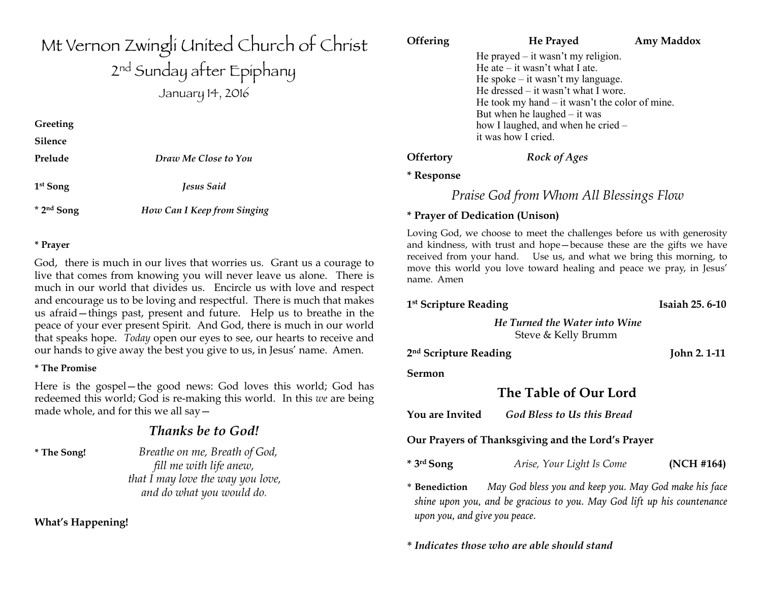# Mt Vernon Zwingli United Church of Christ

## 2nd Sunday after Epiphany

January 14, 2016

**Greeting**

**Silence**

**Prelude** *Draw Me Close to You*

**1st Song** *Jesus Said*

**\* 2nd Song** *How Can I Keep from Singing*

**\* Prayer**

God, there is much in our lives that worries us. Grant us a courage to live that comes from knowing you will never leave us alone. There is much in our world that divides us. Encircle us with love and respect and encourage us to be loving and respectful. There is much that makes us afraid—things past, present and future. Help us to breathe in the peace of your ever present Spirit. And God, there is much in our world that speaks hope. *Today* open our eyes to see, our hearts to receive and our hands to give away the best you give to us, in Jesus' name. Amen.

**\* The Promise**

Here is the gospel—the good news: God loves this world; God has redeemed this world; God is re-making this world. In this *we* are being made whole, and for this we all say—

***Thanks be to God!***

**\* The Song!**

*Breathe on me, Breath of God,*
*fill me with life anew,*
*that I may love the way you love,*
*and do what you would do.*

**What's Happening!**

**Offering** **He Prayed** **Amy Maddox**

He prayed – it wasn't my religion.
He ate – it wasn't what I ate.
He spoke – it wasn't my language.
He dressed – it wasn't what I wore.
He took my hand – it wasn't the color of mine.
But when he laughed – it was
how I laughed, and when he cried –
it was how I cried.

**Offertory** *Rock of Ages*

**\* Response**

*Praise God from Whom All Blessings Flow*

**\* Prayer of Dedication (Unison)**

Loving God, we choose to meet the challenges before us with generosity and kindness, with trust and hope—because these are the gifts we have received from your hand. Use us, and what we bring this morning, to move this world you love toward healing and peace we pray, in Jesus' name. Amen

**1st Scripture Reading** **Isaiah 25. 6-10**

*He Turned the Water into Wine*
Steve & Kelly Brumm

**2nd Scripture Reading** **John 2. 1-11**

**Sermon**

## The Table of Our Lord

**You are Invited** *God Bless to Us this Bread*

**Our Prayers of Thanksgiving and the Lord's Prayer**

**\* 3rd Song** *Arise, Your Light Is Come* **(NCH #164)**

\* **Benediction** *May God bless you and keep you. May God make his face shine upon you, and be gracious to you. May God lift up his countenance upon you, and give you peace.*

\* ***Indicates those who are able should stand***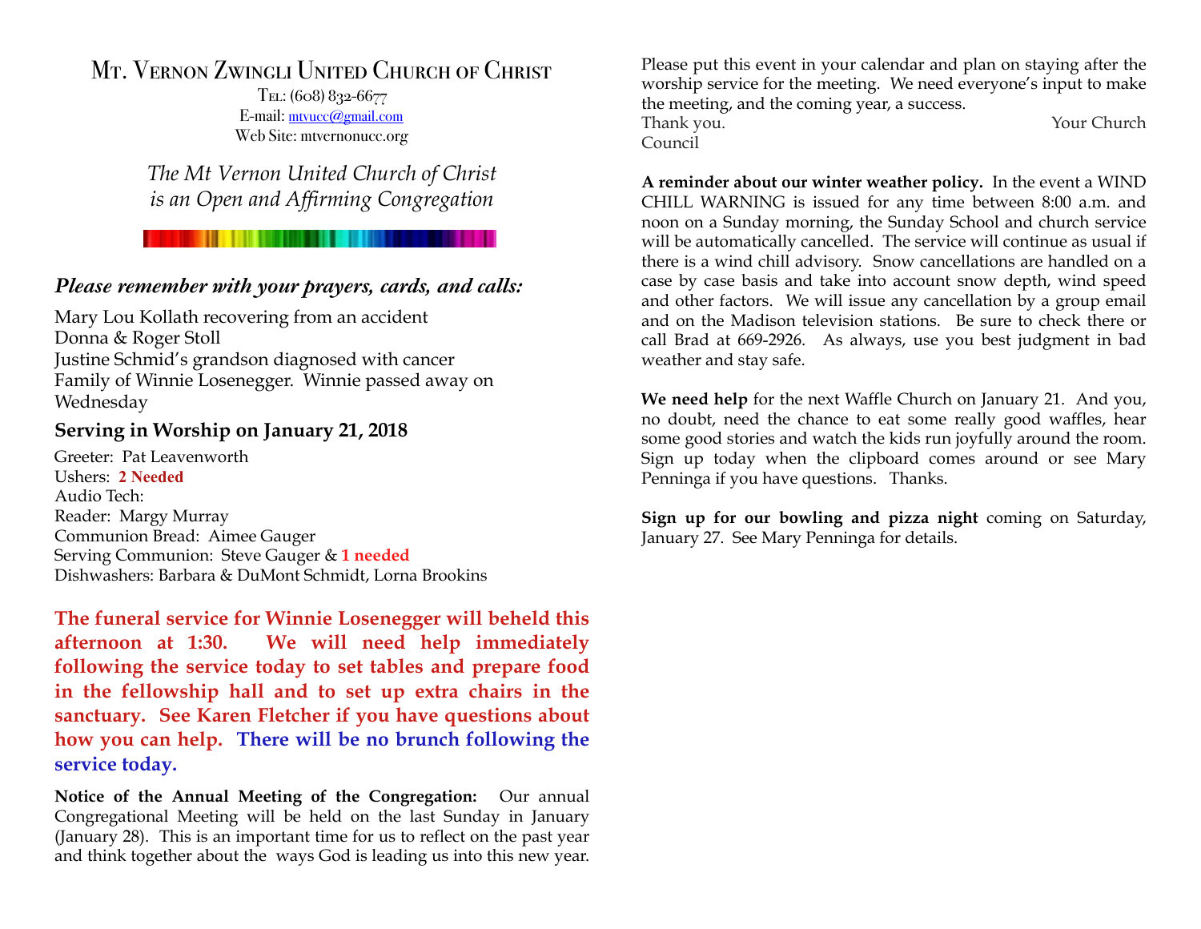# Mt. Vernon Zwingli United Church of Christ

Tel: (608) 832-6677
E-mail: mtvucc@gmail.com
Web Site: mtvernonucc.org

*The Mt Vernon United Church of Christ is an Open and Affirming Congregation*

## ***Please remember with your prayers, cards, and calls:***

Mary Lou Kollath recovering from an accident
Donna & Roger Stoll
Justine Schmid's grandson diagnosed with cancer
Family of Winnie Losenegger. Winnie passed away on Wednesday

## Serving in Worship on January 21, 2018

Greeter: Pat Leavenworth
Ushers: **2 Needed**
Audio Tech:
Reader: Margy Murray
Communion Bread: Aimee Gauger
Serving Communion: Steve Gauger & **1 needed**
Dishwashers: Barbara & DuMont Schmidt, Lorna Brookins

**The funeral service for Winnie Losenegger will beheld this afternoon at 1:30. We will need help immediately following the service today to set tables and prepare food in the fellowship hall and to set up extra chairs in the sanctuary. See Karen Fletcher if you have questions about how you can help. There will be no brunch following the service today.**

**Notice of the Annual Meeting of the Congregation:** Our annual Congregational Meeting will be held on the last Sunday in January (January 28). This is an important time for us to reflect on the past year and think together about the ways God is leading us into this new year. Please put this event in your calendar and plan on staying after the worship service for the meeting. We need everyone's input to make the meeting, and the coming year, a success.
Thank you. Your Church Council

**A reminder about our winter weather policy.** In the event a WIND CHILL WARNING is issued for any time between 8:00 a.m. and noon on a Sunday morning, the Sunday School and church service will be automatically cancelled. The service will continue as usual if there is a wind chill advisory. Snow cancellations are handled on a case by case basis and take into account snow depth, wind speed and other factors. We will issue any cancellation by a group email and on the Madison television stations. Be sure to check there or call Brad at 669-2926. As always, use you best judgment in bad weather and stay safe.

**We need help** for the next Waffle Church on January 21. And you, no doubt, need the chance to eat some really good waffles, hear some good stories and watch the kids run joyfully around the room. Sign up today when the clipboard comes around or see Mary Penninga if you have questions. Thanks.

**Sign up for our bowling and pizza night** coming on Saturday, January 27. See Mary Penninga for details.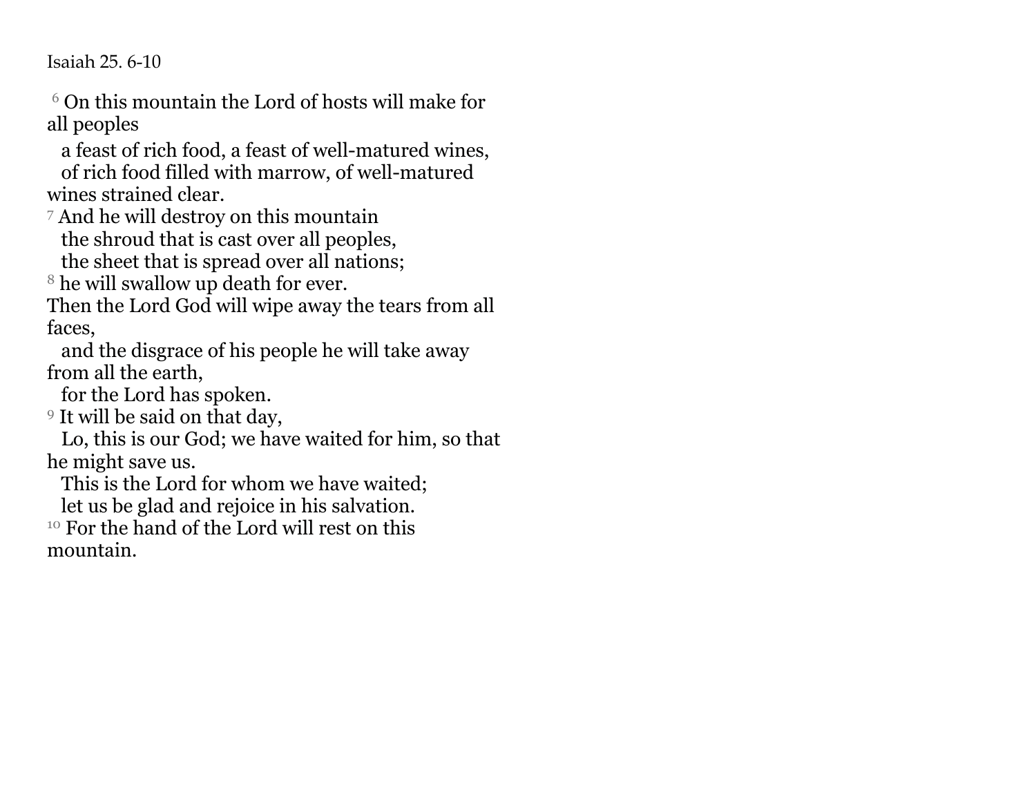Isaiah 25. 6-10

[6] On this mountain the Lord of hosts will make for all peoples  
  a feast of rich food, a feast of well-matured wines,  
  of rich food filled with marrow, of well-matured wines strained clear.  
[7] And he will destroy on this mountain  
  the shroud that is cast over all peoples,  
  the sheet that is spread over all nations;  
[8] he will swallow up death for ever.  
Then the Lord God will wipe away the tears from all faces,  
  and the disgrace of his people he will take away from all the earth,  
  for the Lord has spoken.  
[9] It will be said on that day,  
  Lo, this is our God; we have waited for him, so that he might save us.  
  This is the Lord for whom we have waited;  
  let us be glad and rejoice in his salvation.  
[10] For the hand of the Lord will rest on this mountain.